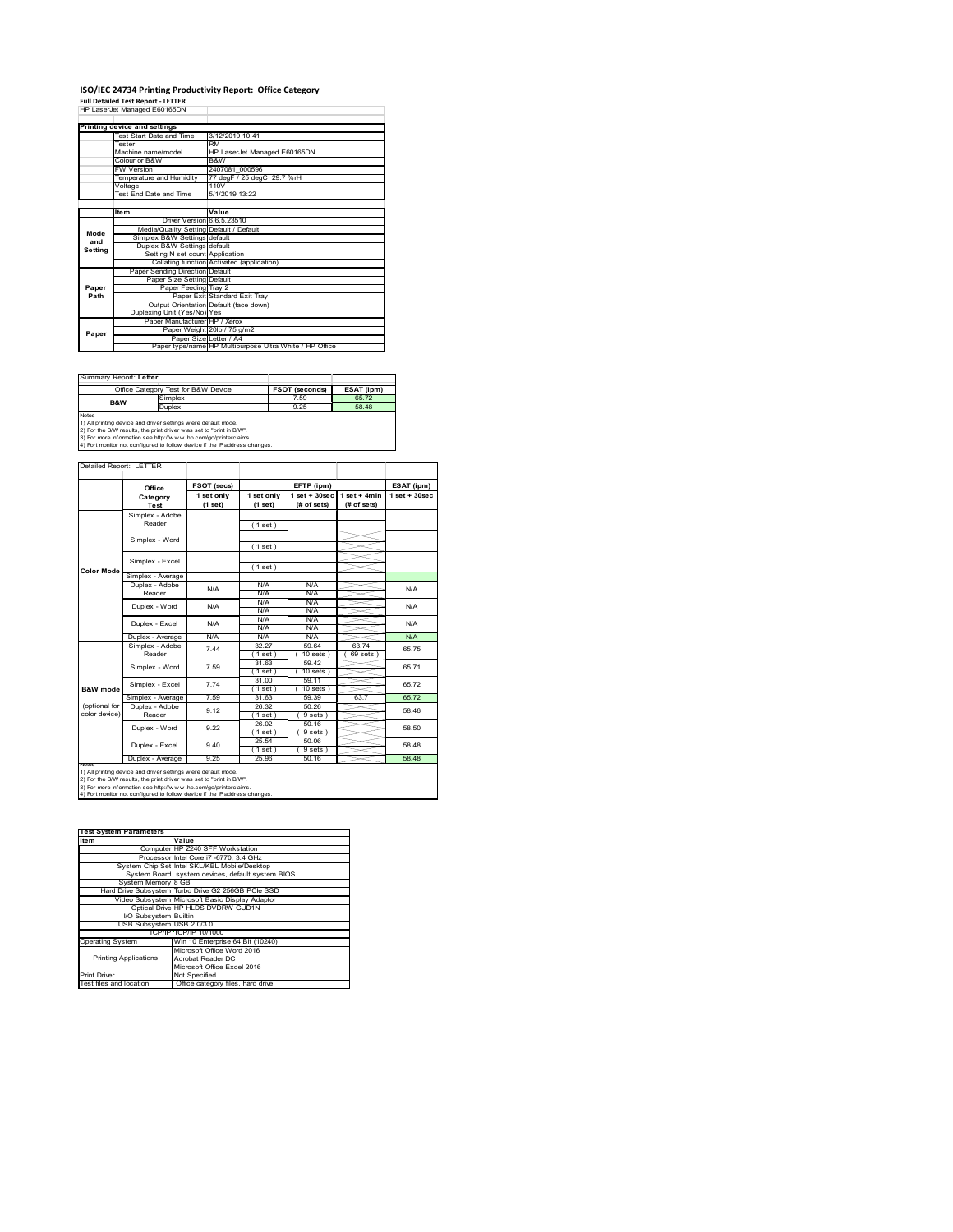# ISO/IEC 24734 Printing Productivity Report: Office Category

**Full Detailed Test Report - LETTER**

HP LaserJet Managed E60165DN

| Printing device and settings | |
|---|---|
| Test Start Date and Time | 3/12/2019 10:41 |
| Tester | RM |
| Machine name/model | HP LaserJet Managed E60165DN |
| Colour or B&W | B&W |
| FW Version | 2407081_000596 |
| Temperature and Humidity | 77 degF / 25 degC 29.7 %rH |
| Voltage | 110V |
| Test End Date and Time | 5/1/2019 13:22 |

| | Item | Value |
|---|---|---|
| Mode and Setting | Driver Version | 6.6.5.23510 |
| | Media/Quality Setting | Default / Default |
| | Simplex B&W Settings | default |
| | Duplex B&W Settings | default |
| | Setting N set count | Application |
| | Collating function | Activated (application) |
| Paper Path | Paper Sending Direction | Default |
| | Paper Size Setting | Default |
| | Paper Feeding | Tray 2 |
| | Paper Exit | Standard Exit Tray |
| | Output Orientation | Default (face down) |
| | Duplexing Unit (Yes/No) | Yes |
| Paper | Paper Manufacturer | HP / Xerox |
| | Paper Weight | 20lb / 75 g/m2 |
| | Paper Size | Letter / A4 |
| | Paper type/name | HP Multipurpose Ultra White / HP Office |

Summary Report: **Letter**

| Office Category Test for B&W Device | | FSOT (seconds) | ESAT (ipm) |
|---|---|---|---|
| B&W | Simplex | 7.59 | 65.72 |
| | Duplex | 9.25 | 58.48 |

Notes
1) All printing device and driver settings were default mode.
2) For the B/W results, the print driver was set to "print in B/W".
3) For more information see http://www.hp.com/go/printerclaims.
4) Port monitor not configured to follow device if the IP address changes.

Detailed Report: LETTER

| | Office Category Test | FSOT (secs) 1 set only (1 set) | EFTP (ipm) 1 set only (1 set) | EFTP (ipm) 1 set + 30sec (# of sets) | EFTP (ipm) 1 set + 4min (# of sets) | ESAT (ipm) 1 set + 30sec |
|---|---|---|---|---|---|---|
| Color Mode | Simplex - Adobe Reader | | (1 set) | | | |
| | Simplex - Word | | (1 set) | | | |
| | Simplex - Excel | | (1 set) | | | |
| | Simplex - Average | | | | | |
| | Duplex - Adobe Reader | N/A | N/A N/A | N/A N/A | | N/A |
| | Duplex - Word | N/A | N/A N/A | N/A N/A | | N/A |
| | Duplex - Excel | N/A | N/A N/A | N/A N/A | | N/A |
| | Duplex - Average | N/A | N/A | N/A | | N/A |
| B&W mode (optional for color device) | Simplex - Adobe Reader | 7.44 | 32.27 (1 set) | 59.64 (10 sets) | 63.74 (69 sets) | 65.75 |
| | Simplex - Word | 7.59 | 31.63 (1 set) | 59.42 (10 sets) | | 65.71 |
| | Simplex - Excel | 7.74 | 31.00 (1 set) | 59.11 (10 sets) | | 65.72 |
| | Simplex - Average | 7.59 | 31.63 | 59.39 | 63.7 | 65.72 |
| | Duplex - Adobe Reader | 9.12 | 26.32 (1 set) | 50.26 (9 sets) | | 58.46 |
| | Duplex - Word | 9.22 | 26.02 (1 set) | 50.16 (9 sets) | | 58.50 |
| | Duplex - Excel | 9.40 | 25.54 (1 set) | 50.06 (9 sets) | | 58.48 |
| | Duplex - Average | 9.25 | 25.96 | 50.16 | | 58.48 |

Notes
1) All printing device and driver settings were default mode.
2) For the B/W results, the print driver was set to "print in B/W".
3) For more information see http://www.hp.com/go/printerclaims.
4) Port monitor not configured to follow device if the IP address changes.

| Test System Parameters | |
|---|---|
| **Item** | **Value** |
| Computer | HP Z240 SFF Workstation |
| Processor | Intel Core i7 -6770, 3.4 GHz |
| System Chip Set | Intel SKL/KBL Mobile/Desktop |
| System Board | system devices, default system BIOS |
| System Memory | 8 GB |
| Hard Drive Subsystem | Turbo Drive G2 256GB PCIe SSD |
| Video Subsystem | Microsoft Basic Display Adaptor |
| Optical Drive | HP HLDS DVDRW GUD1N |
| I/O Subsystem | Builtin |
| USB Subsystem | USB 2.0/3.0 |
| TCP/IP | TCP/IP 10/1000 |
| Operating System | Win 10 Enterprise 64 Bit (10240) |
| Printing Applications | Microsoft Office Word 2016<br>Acrobat Reader DC<br>Microsoft Office Excel 2016 |
| Print Driver | Not Specified |
| Test files and location | Office category files, hard drive |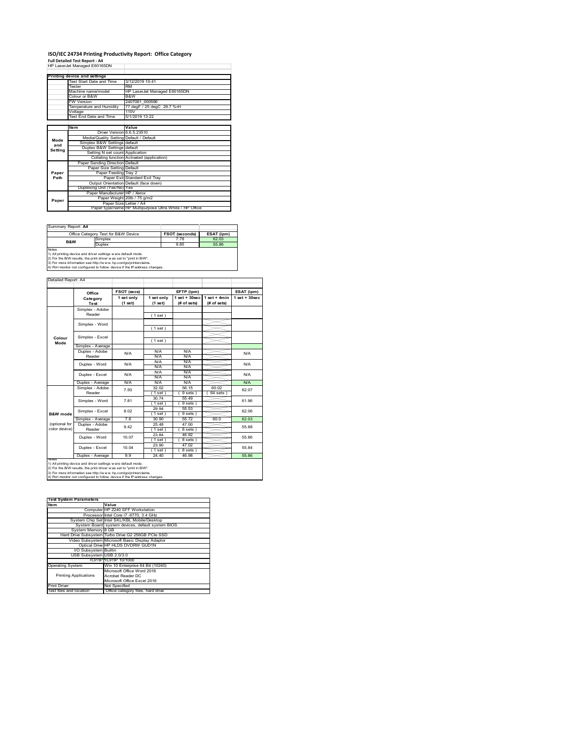# ISO/IEC 24734 Printing Productivity Report: Office Category

**Full Detailed Test Report - A4**

HP LaserJet Managed E60165DN

| Printing device and settings | |
|---|---|
| Test Start Date and Time | 3/12/2019 10:41 |
| Tester | RM |
| Machine name/model | HP LaserJet Managed E60165DN |
| Colour or B&W | B&W |
| FW Version | 2407081_000596 |
| Temperature and Humidity | 77 degF / 25 degC 29.7 %rH |
| Voltage | 110V |
| Test End Date and Time | 5/1/2019 13:22 |

| | Item | Value |
|---|---|---|
| Mode and Setting | Driver Version | 6.6.5.23510 |
| | Media/Quality Setting | Default / Default |
| | Simplex B&W Settings | default |
| | Duplex B&W Settings | default |
| | Setting N set count | Application |
| | Collating function | Activated (application) |
| Paper Path | Paper Sending Direction | Default |
| | Paper Size Setting | Default |
| | Paper Feeding | Tray 2 |
| | Paper Exit | Standard Exit Tray |
| | Output Orientation | Default (face down) |
| | Duplexing Unit (Yes/No) | Yes |
| Paper | Paper Manufacturer | HP / Xerox |
| | Paper Weight | 20lb / 75 g/m2 |
| | Paper Size | Letter / A4 |
| | Paper type/name | HP Multipurpose Ultra White / HP Office |

Summary Report: **A4**

| Office Category Test for B&W Device | | FSOT (seconds) | ESAT (ipm) |
|---|---|---|---|
| B&W | Simplex | 7.78 | 62.03 |
| | Duplex | 9.85 | 55.86 |

Notes
1) All printing device and driver settings were default mode.
2) For the B/W results, the print driver was set to "print in B/W".
3) For more information see http://www.hp.com/go/printerclaims.
4) Port monitor not configured to follow device if the IP address changes.

Detailed Report: A4

| | Office Category Test | FSOT (secs) 1 set only (1 set) | EFTP (ipm) 1 set only (1 set) | EFTP (ipm) 1 set + 30sec (# of sets) | EFTP (ipm) 1 set + 4min (# of sets) | ESAT (ipm) 1 set + 30sec |
|---|---|---|---|---|---|---|
| Colour Mode | Simplex - Adobe Reader | | ( 1 set ) | | | |
| | Simplex - Word | | ( 1 set ) | | | |
| | Simplex - Excel | | ( 1 set ) | | | |
| | Simplex - Average | | | | | |
| | Duplex - Adobe Reader | N/A | N/A N/A | N/A N/A | | N/A |
| | Duplex - Word | N/A | N/A N/A | N/A N/A | | N/A |
| | Duplex - Excel | N/A | N/A N/A | N/A N/A | | N/A |
| | Duplex - Average | N/A | N/A | N/A | | N/A |
| B&W mode (optional for color device) | Simplex - Adobe Reader | 7.50 | 32.02 ( 1 set ) | 56.15 ( 9 sets ) | 60.02 ( 64 sets ) | 62.07 |
| | Simplex - Word | 7.81 | 30.74 ( 1 set ) | 55.49 ( 9 sets ) | | 61.96 |
| | Simplex - Excel | 8.02 | 29.94 ( 1 set ) | 55.53 ( 9 sets ) | | 62.06 |
| | Simplex - Average | 7.8 | 30.90 | 55.72 | 60.0 | 62.03 |
| | Duplex - Adobe Reader | 9.42 | 25.48 ( 1 set ) | 47.00 ( 8 sets ) | | 55.88 |
| | Duplex - Word | 10.07 | 23.84 ( 1 set ) | 46.92 ( 8 sets ) | | 55.86 |
| | Duplex - Excel | 10.04 | 23.90 ( 1 set ) | 47.02 ( 8 sets ) | | 55.84 |
| | Duplex - Average | 9.9 | 24.40 | 46.98 | | 55.86 |

Notes
1) All printing device and driver settings were default mode.
2) For the B/W results, the print driver was set to "print in B/W".
3) For more information see http://www.hp.com/go/printerclaims.
4) Port monitor not configured to follow device if the IP address changes.

| Test System Parameters | |
|---|---|
| **Item** | **Value** |
| Computer | HP Z240 SFF Workstation |
| Processor | Intel Core i7 -6770, 3.4 GHz |
| System Chip Set | Intel SKL/KBL Mobile/Desktop |
| System Board | system devices, default system BIOS |
| System Memory | 8 GB |
| Hard Drive Subsystem | Turbo Drive G2 256GB PCIe SSD |
| Video Subsystem | Microsoft Basic Display Adaptor |
| Optical Drive | HP HLDS DVDRW GUD1N |
| I/O Subsystem | Builtin |
| USB Subsystem | USB 2.0/3.0 |
| TCP/IP | TCP/IP 10/1000 |
| Operating System | Win 10 Enterprise 64 Bit (10240) |
| Printing Applications | Microsoft Office Word 2016<br>Acrobat Reader DC<br>Microsoft Office Excel 2016 |
| Print Driver | Not Specified |
| Test files and location | Office category files, hard drive |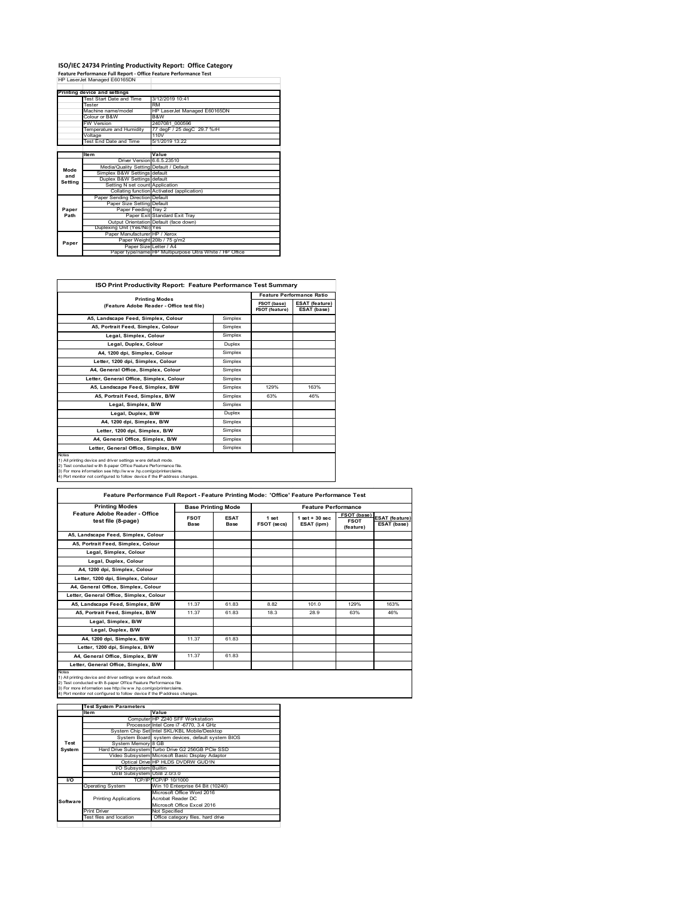# ISO/IEC 24734 Printing Productivity Report: Office Category

**Feature Performance Full Report - Office Feature Performance Test**

HP LaserJet Managed E60165DN

| Printing device and settings | |
|---|---|
| Test Start Date and Time | 3/12/2019 10:41 |
| Tester | RM |
| Machine name/model | HP LaserJet Managed E60165DN |
| Colour or B&W | B&W |
| FW Version | 2407081_000596 |
| Temperature and Humidity | 77 degF / 25 degC 29.7 %rH |
| Voltage | 110V |
| Test End Date and Time | 5/1/2019 13:22 |

| | Item | Value |
|---|---|---|
| Mode and Setting | Driver Version | 6.6.5.23510 |
| | Media/Quality Setting | Default / Default |
| | Simplex B&W Settings | default |
| | Duplex B&W Settings | default |
| | Setting N set count | Application |
| | Collating function | Activated (application) |
| Paper Path | Paper Sending Direction | Default |
| | Paper Size Setting | Default |
| | Paper Feeding | Tray 2 |
| | Paper Exit | Standard Exit Tray |
| | Output Orientation | Default (face down) |
| | Duplexing Unit (Yes/No) | Yes |
| Paper | Paper Manufacturer | HP / Xerox |
| | Paper Weight | 20lb / 75 g/m2 |
| | Paper Size | Letter / A4 |
| | Paper type/name | HP Multipurpose Ultra White / HP Office |

## ISO Print Productivity Report: Feature Performance Test Summary

| Printing Modes (Feature Adobe Reader - Office test file) | | Feature Performance Ratio FSOT (base) / FSOT (feature) | ESAT (feature) / ESAT (base) |
|---|---|---|---|
| A5, Landscape Feed, Simplex, Colour | Simplex | | |
| A5, Portrait Feed, Simplex, Colour | Simplex | | |
| Legal, Simplex, Colour | Simplex | | |
| Legal, Duplex, Colour | Duplex | | |
| A4, 1200 dpi, Simplex, Colour | Simplex | | |
| Letter, 1200 dpi, Simplex, Colour | Simplex | | |
| A4, General Office, Simplex, Colour | Simplex | | |
| Letter, General Office, Simplex, Colour | Simplex | | |
| A5, Landscape Feed, Simplex, B/W | Simplex | 129% | 163% |
| A5, Portrait Feed, Simplex, B/W | Simplex | 63% | 46% |
| Legal, Simplex, B/W | Simplex | | |
| Legal, Duplex, B/W | Duplex | | |
| A4, 1200 dpi, Simplex, B/W | Simplex | | |
| Letter, 1200 dpi, Simplex, B/W | Simplex | | |
| A4, General Office, Simplex, B/W | Simplex | | |
| Letter, General Office, Simplex, B/W | Simplex | | |

Notes
1) All printing device and driver settings were default mode.
2) Test conducted with 8-paper Office Feature Performance file.
3) For more information see http://www.hp.com/go/printerclaims.
4) Port monitor not configured to follow device if the IP address changes.

## Feature Performance Full Report - Feature Printing Mode: 'Office' Feature Performance Test

| Printing Modes Feature Adobe Reader - Office test file (8-page) | Base Printing Mode FSOT Base | ESAT Base | Feature Performance 1 set FSOT (secs) | 1 set + 30 sec ESAT (ipm) | FSOT (base) / FSOT (feature) | ESAT (feature) / ESAT (base) |
|---|---|---|---|---|---|---|
| A5, Landscape Feed, Simplex, Colour | | | | | | |
| A5, Portrait Feed, Simplex, Colour | | | | | | |
| Legal, Simplex, Colour | | | | | | |
| Legal, Duplex, Colour | | | | | | |
| A4, 1200 dpi, Simplex, Colour | | | | | | |
| Letter, 1200 dpi, Simplex, Colour | | | | | | |
| A4, General Office, Simplex, Colour | | | | | | |
| Letter, General Office, Simplex, Colour | | | | | | |
| A5, Landscape Feed, Simplex, B/W | 11.37 | 61.83 | 8.82 | 101.0 | 129% | 163% |
| A5, Portrait Feed, Simplex, B/W | 11.37 | 61.83 | 18.3 | 28.9 | 63% | 46% |
| Legal, Simplex, B/W | | | | | | |
| Legal, Duplex, B/W | | | | | | |
| A4, 1200 dpi, Simplex, B/W | 11.37 | 61.83 | | | | |
| Letter, 1200 dpi, Simplex, B/W | | | | | | |
| A4, General Office, Simplex, B/W | 11.37 | 61.83 | | | | |
| Letter, General Office, Simplex, B/W | | | | | | |

Notes
1) All printing device and driver settings were default mode.
2) Test conducted with 8-paper Office Feature Performance file
3) For more information see http://www.hp.com/go/printerclaims.
4) Port monitor not configured to follow device if the IP address changes.

| | Test System Parameters Item | Value |
|---|---|---|
| Test System | Computer | HP Z240 SFF Workstation |
| | Processor | Intel Core i7 -6770, 3.4 GHz |
| | System Chip Set | Intel SKL/KBL Mobile/Desktop |
| | System Board | system devices, default system BIOS |
| | System Memory | 8 GB |
| | Hard Drive Subsystem | Turbo Drive G2 256GB PCIe SSD |
| | Video Subsystem | Microsoft Basic Display Adaptor |
| | Optical Drive | HP HLDS DVDRW GUD1N |
| | I/O Subsystem | Builtin |
| | USB Subsystem | USB 2.0/3.0 |
| I/O | TCP/IP | TCP/IP 10/1000 |
| Software | Operating System | Win 10 Enterprise 64 Bit (10240) |
| | Printing Applications | Microsoft Office Word 2016<br>Acrobat Reader DC<br>Microsoft Office Excel 2016 |
| | Print Driver | Not Specified |
| | Test files and location | Office category files, hard drive |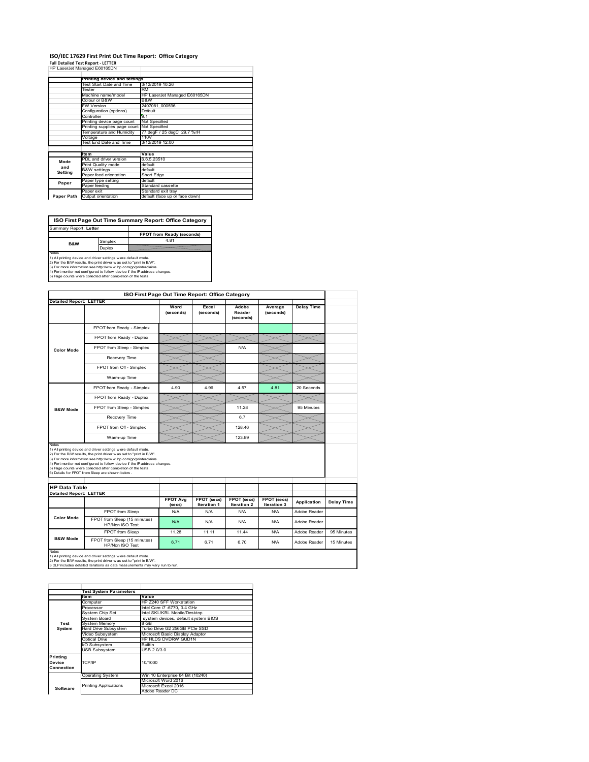# ISO/IEC 17629 First Print Out Time Report: Office Category

**Full Detailed Test Report - LETTER**

HP LaserJet Managed E60165DN

| | Printing device and settings | |
|---|---|---|
| | Test Start Date and Time | 3/12/2019 10:26 |
| | Tester | RM |
| | Machine name/model | HP LaserJet Managed E60165DN |
| | Colour or B&W | B&W |
| | FW Version | 2407081_000596 |
| | Configuration (options) | Default |
| | Controller | 9.1 |
| | Printing device page count | Not Specified |
| | Printing supplies page count | Not Specified |
| | Temperature and Humidity | 77 degF / 25 degC 29.7 %rH |
| | Voltage | 110V |
| | Test End Date and Time | 3/12/2019 12:00 |

| | Item | Value |
|---|---|---|
| Mode and Setting | PDL and driver version | 6.6.5.23510 |
| | Print Quality mode | default |
| | B&W settings | default |
| | Paper feed orientation | Short Edge |
| Paper | Paper type setting | default |
| | Paper feeding | Standard cassette |
| | Paper exit | Standard exit tray |
| Paper Path | Output orientation | default (face up or face down) |

## ISO First Page Out Time Summary Report: Office Category

| Summary Report: Letter | | |
|---|---|---|
| | | FPOT from Ready (seconds) |
| B&W | Simplex | 4.81 |
| | Duplex | |

Notes
1) All printing device and driver settings were default mode.
2) For the B/W results, the print driver was set to "print in B/W".
3) For more information see http://www.hp.com/go/printerclaims.
4) Port monitor not configured to follow device if the IP address changes.
5) Page counts were collected after completion of the tests.

## ISO First Page Out Time Report: Office Category

| Detailed Report: LETTER | | Word (seconds) | Excel (seconds) | Adobe Reader (seconds) | Average (seconds) | Delay Time |
|---|---|---|---|---|---|---|
| Color Mode | FPOT from Ready - Simplex | | | | | |
| | FPOT from Ready - Duplex | | | | | |
| | FPOT from Sleep - Simplex | | | N/A | | |
| | Recovery Time | | | | | |
| | FPOT from Off - Simplex | | | | | |
| | Warm-up Time | | | | | |
| B&W Mode | FPOT from Ready - Simplex | 4.90 | 4.96 | 4.57 | 4.81 | 20 Seconds |
| | FPOT from Ready - Duplex | | | | | |
| | FPOT from Sleep - Simplex | | | 11.28 | | 95 Minutes |
| | Recovery Time | | | 6.7 | | |
| | FPOT from Off - Simplex | | | 128.46 | | |
| | Warm-up Time | | | 123.89 | | |

Notes
1) All printing device and driver settings were default mode.
2) For the B/W results, the print driver was set to "print in B/W".
3) For more information see http://www.hp.com/go/printerclaims.
4) Port monitor not configured to follow device if the IP address changes.
5) Page counts were collected after completion of the tests.
6) Details for FPOT from Sleep are shown below.

## HP Data Table

| Detailed Report: LETTER | | FPOT Avg (secs) | FPOT (secs) Iteration 1 | FPOT (secs) Iteration 2 | FPOT (secs) Iteration 3 | Application | Delay Time |
|---|---|---|---|---|---|---|---|
| Color Mode | FPOT from Sleep | N/A | N/A | N/A | N/A | Adobe Reader | |
| | FPOT from Sleep (15 minutes) HP/Non ISO Test | N/A | N/A | N/A | N/A | Adobe Reader | |
| B&W Mode | FPOT from Sleep | 11.28 | 11.11 | 11.44 | N/A | Adobe Reader | 95 Minutes |
| | FPOT from Sleep (15 minutes) HP/Non ISO Test | 6.71 | 6.71 | 6.70 | N/A | Adobe Reader | 15 Minutes |

Notes
1) All printing device and driver settings were default mode.
2) For the B/W results, the print driver was set to "print in B/W".
3 DLP includes detailed iterations as data measurements may vary run to run.

| | Test System Parameters | |
|---|---|---|
| | Item | Value |
| Test System | Computer | HP Z240 SFF Workstation |
| | Processor | Intel Core i7 -6770, 3.4 GHz |
| | System Chip Set | Intel SKL/KBL Mobile/Desktop |
| | System Board | system devices, default system BIOS |
| | System Memory | 8 GB |
| | Hard Drive Subsystem | Turbo Drive G2 256GB PCIe SSD |
| | Video Subsystem | Microsoft Basic Display Adaptor |
| | Optical Drive | HP HLDS DVDRW GUD1N |
| | I/O Subsystem | Builtin |
| | USB Subsystem | USB 2.0/3.0 |
| Printing Device Connection | TCP/IP | 10/1000 |
| Software | Operating System | Win 10 Enterprise 64 Bit (10240) |
| | Printing Applications | Microsoft Word 2016 |
| | | Microsoft Excel 2016 |
| | | Adobe Reader DC |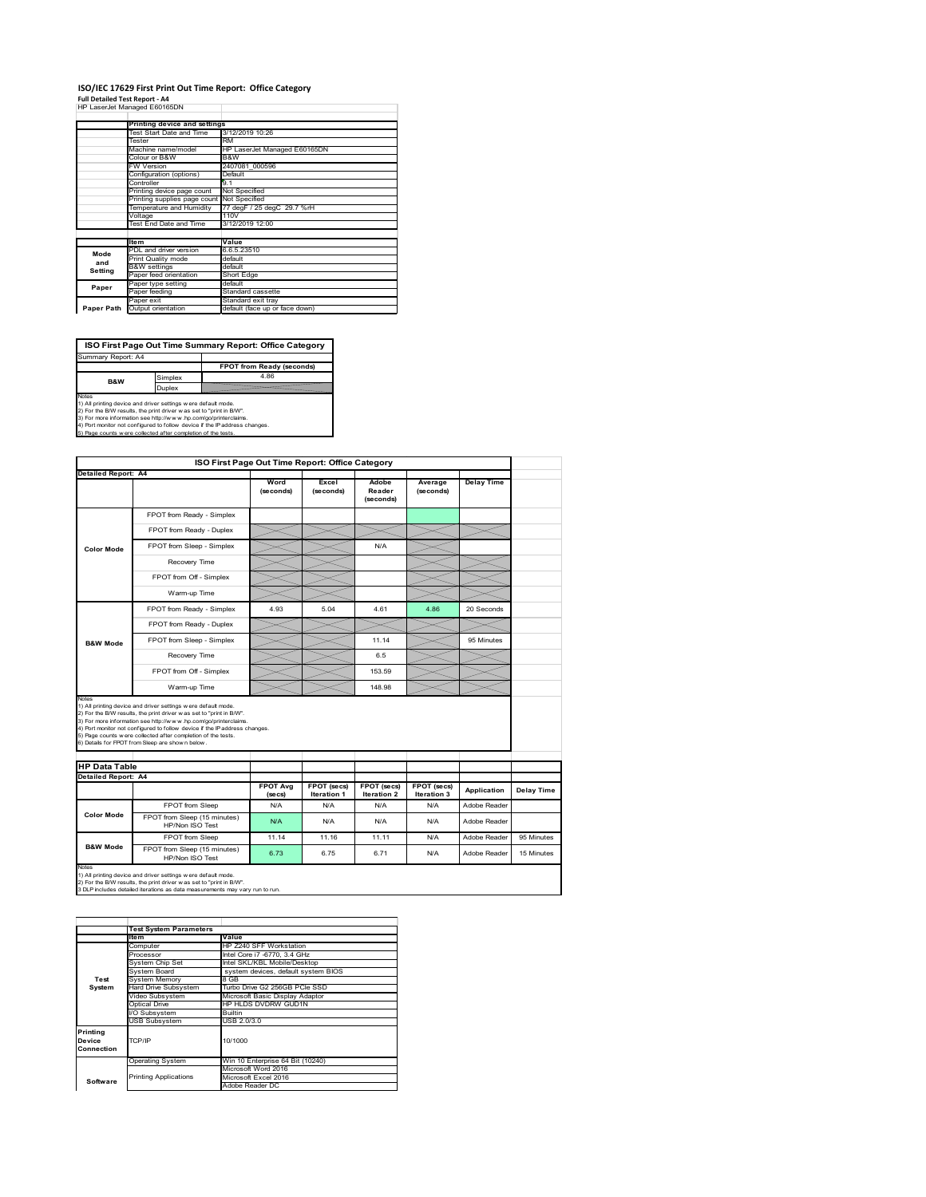# ISO/IEC 17629 First Print Out Time Report: Office Category

**Full Detailed Test Report - A4**

HP LaserJet Managed E60165DN

| | | |
|---|---|---|
| | **Printing device and settings** | |
| | Test Start Date and Time | 3/12/2019 10:26 |
| | Tester | RM |
| | Machine name/model | HP LaserJet Managed E60165DN |
| | Colour or B&W | B&W |
| | FW Version | 2407081_000596 |
| | Configuration (options) | Default |
| | Controller | 9.1 |
| | Printing device page count | Not Specified |
| | Printing supplies page count | Not Specified |
| | Temperature and Humidity | 77 degF / 25 degC 29.7 %rH |
| | Voltage | 110V |
| | Test End Date and Time | 3/12/2019 12:00 |
| | | |
| | **Item** | **Value** |
| Mode and Setting | PDL and driver version | 6.6.5.23510 |
| | Print Quality mode | default |
| | B&W settings | default |
| | Paper feed orientation | Short Edge |
| Paper | Paper type setting | default |
| | Paper feeding | Standard cassette |
| | Paper exit | Standard exit tray |
| Paper Path | Output orientation | default (face up or face down) |

## ISO First Page Out Time Summary Report: Office Category

Summary Report: A4

| | | FPOT from Ready (seconds) |
|---|---|---|
| B&W | Simplex | 4.86 |
| | Duplex | |

Notes
1) All printing device and driver settings were default mode.
2) For the B/W results, the print driver was set to "print in B/W".
3) For more information see http://www.hp.com/go/printerclaims.
4) Port monitor not configured to follow device if the IP address changes.
5) Page counts were collected after completion of the tests.

## ISO First Page Out Time Report: Office Category

Detailed Report: A4

| | | Word (seconds) | Excel (seconds) | Adobe Reader (seconds) | Average (seconds) | Delay Time |
|---|---|---|---|---|---|---|
| Color Mode | FPOT from Ready - Simplex | | | | | |
| | FPOT from Ready - Duplex | | | | | |
| | FPOT from Sleep - Simplex | | | N/A | | |
| | Recovery Time | | | | | |
| | FPOT from Off - Simplex | | | | | |
| | Warm-up Time | | | | | |
| B&W Mode | FPOT from Ready - Simplex | 4.93 | 5.04 | 4.61 | 4.86 | 20 Seconds |
| | FPOT from Ready - Duplex | | | | | |
| | FPOT from Sleep - Simplex | | | 11.14 | | 95 Minutes |
| | Recovery Time | | | 6.5 | | |
| | FPOT from Off - Simplex | | | 153.59 | | |
| | Warm-up Time | | | 148.98 | | |

Notes
1) All printing device and driver settings were default mode.
2) For the B/W results, the print driver was set to "print in B/W".
3) For more information see http://www.hp.com/go/printerclaims.
4) Port monitor not configured to follow device if the IP address changes.
5) Page counts were collected after completion of the tests.
6) Details for FPOT from Sleep are shown below.

## HP Data Table

Detailed Report: A4

| | | FPOT Avg (secs) | FPOT (secs) Iteration 1 | FPOT (secs) Iteration 2 | FPOT (secs) Iteration 3 | Application | Delay Time |
|---|---|---|---|---|---|---|---|
| Color Mode | FPOT from Sleep | N/A | N/A | N/A | N/A | Adobe Reader | |
| | FPOT from Sleep (15 minutes) HP/Non ISO Test | N/A | N/A | N/A | N/A | Adobe Reader | |
| B&W Mode | FPOT from Sleep | 11.14 | 11.16 | 11.11 | N/A | Adobe Reader | 95 Minutes |
| | FPOT from Sleep (15 minutes) HP/Non ISO Test | 6.73 | 6.75 | 6.71 | N/A | Adobe Reader | 15 Minutes |

Notes
1) All printing device and driver settings were default mode.
2) For the B/W results, the print driver was set to "print in B/W".
3 DLP includes detailed iterations as data measurements may vary run to run.

| | | |
|---|---|---|
| | **Test System Parameters** | |
| | **Item** | **Value** |
| Test System | Computer | HP Z240 SFF Workstation |
| | Processor | Intel Core i7 -6770, 3.4 GHz |
| | System Chip Set | Intel SKL/KBL Mobile/Desktop |
| | System Board | system devices, default system BIOS |
| | System Memory | 8 GB |
| | Hard Drive Subsystem | Turbo Drive G2 256GB PCIe SSD |
| | Video Subsystem | Microsoft Basic Display Adaptor |
| | Optical Drive | HP HLDS DVDRW GUD1N |
| | I/O Subsystem | Builtin |
| | USB Subsystem | USB 2.0/3.0 |
| Printing Device Connection | TCP/IP | 10/1000 |
| Software | Operating System | Win 10 Enterprise 64 Bit (10240) |
| | Printing Applications | Microsoft Word 2016<br>Microsoft Excel 2016<br>Adobe Reader DC |